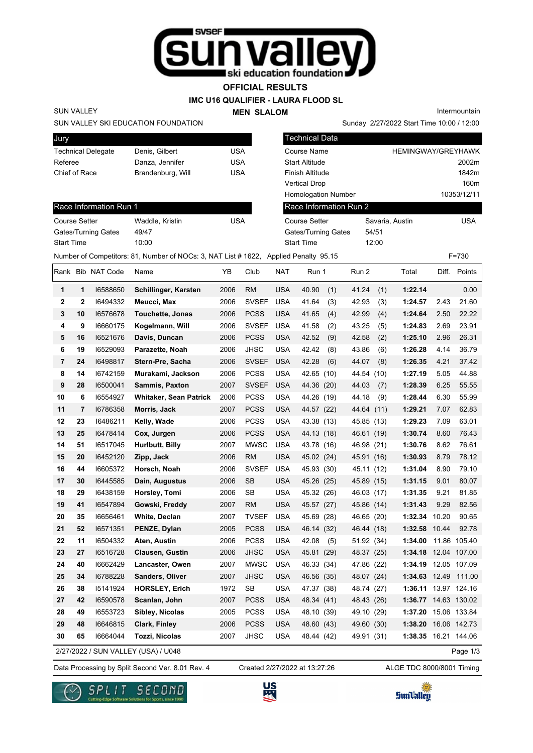# OFFICIAL RESULTS

## IMC U16 QUALIFIER - LAURA FLOOD SL

### MEN SLALOM

SUN VALLEY

SUN VALLEY SKI EDUCATION FOUNDATION

Intermountain

Sunday 2/27/2022 Start Time 10:00 / 12:00

| Jury | | |
|---|---|---|
| Technical Delegate | Denis, Gilbert | USA |
| Referee | Danza, Jennifer | USA |
| Chief of Race | Brandenburg, Will | USA |

| Technical Data | |
|---|---|
| Course Name | HEMINGWAY/GREYHAWK |
| Start Altitude | 2002m |
| Finish Altitude | 1842m |
| Vertical Drop | 160m |
| Homologation Number | 10353/12/11 |

| Race Information Run 1 | | |
|---|---|---|
| Course Setter | Waddle, Kristin | USA |
| Gates/Turning Gates | 49/47 | |
| Start Time | 10:00 | |

| Race Information Run 2 | | |
|---|---|---|
| Course Setter | Savaria, Austin | USA |
| Gates/Turning Gates | 54/51 | |
| Start Time | 12:00 | |

Number of Competitors: 81, Number of NOCs: 3, NAT List # 1622, Applied Penalty 95.15 F=730

| Rank | Bib | NAT Code | Name | YB | Club | NAT | Run 1 | Run 2 | Total | Diff. | Points |
|---|---|---|---|---|---|---|---|---|---|---|---|
| 1 | 1 | I6588650 | **Schillinger, Karsten** | 2006 | RM | USA | 40.90 (1) | 41.24 (1) | **1:22.14** | | 0.00 |
| 2 | 2 | I6494332 | **Meucci, Max** | 2006 | SVSEF | USA | 41.64 (3) | 42.93 (3) | **1:24.57** | 2.43 | 21.60 |
| 3 | 10 | I6576678 | **Touchette, Jonas** | 2006 | PCSS | USA | 41.65 (4) | 42.99 (4) | **1:24.64** | 2.50 | 22.22 |
| 4 | 9 | I6660175 | **Kogelmann, Will** | 2006 | SVSEF | USA | 41.58 (2) | 43.25 (5) | **1:24.83** | 2.69 | 23.91 |
| 5 | 16 | I6521676 | **Davis, Duncan** | 2006 | PCSS | USA | 42.52 (9) | 42.58 (2) | **1:25.10** | 2.96 | 26.31 |
| 6 | 19 | I6529093 | **Parazette, Noah** | 2006 | JHSC | USA | 42.42 (8) | 43.86 (6) | **1:26.28** | 4.14 | 36.79 |
| 7 | 24 | I6498817 | **Stern-Pre, Sacha** | 2006 | SVSEF | USA | 42.28 (6) | 44.07 (8) | **1:26.35** | 4.21 | 37.42 |
| 8 | 14 | I6742159 | **Murakami, Jackson** | 2006 | PCSS | USA | 42.65 (10) | 44.54 (10) | **1:27.19** | 5.05 | 44.88 |
| 9 | 28 | I6500041 | **Sammis, Paxton** | 2007 | SVSEF | USA | 44.36 (20) | 44.03 (7) | **1:28.39** | 6.25 | 55.55 |
| 10 | 6 | I6554927 | **Whitaker, Sean Patrick** | 2006 | PCSS | USA | 44.26 (19) | 44.18 (9) | **1:28.44** | 6.30 | 55.99 |
| 11 | 7 | I6786358 | **Morris, Jack** | 2007 | PCSS | USA | 44.57 (22) | 44.64 (11) | **1:29.21** | 7.07 | 62.83 |
| 12 | 23 | I6486211 | **Kelly, Wade** | 2006 | PCSS | USA | 43.38 (13) | 45.85 (13) | **1:29.23** | 7.09 | 63.01 |
| 13 | 25 | I6478414 | **Cox, Jurgen** | 2006 | PCSS | USA | 44.13 (18) | 46.61 (19) | **1:30.74** | 8.60 | 76.43 |
| 14 | 51 | I6517045 | **Hurlbutt, Billy** | 2007 | MWSC | USA | 43.78 (16) | 46.98 (21) | **1:30.76** | 8.62 | 76.61 |
| 15 | 20 | I6452120 | **Zipp, Jack** | 2006 | RM | USA | 45.02 (24) | 45.91 (16) | **1:30.93** | 8.79 | 78.12 |
| 16 | 44 | I6605372 | **Horsch, Noah** | 2006 | SVSEF | USA | 45.93 (30) | 45.11 (12) | **1:31.04** | 8.90 | 79.10 |
| 17 | 30 | I6445585 | **Dain, Augustus** | 2006 | SB | USA | 45.26 (25) | 45.89 (15) | **1:31.15** | 9.01 | 80.07 |
| 18 | 29 | I6438159 | **Horsley, Tomi** | 2006 | SB | USA | 45.32 (26) | 46.03 (17) | **1:31.35** | 9.21 | 81.85 |
| 19 | 41 | I6547894 | **Gowski, Freddy** | 2007 | RM | USA | 45.57 (27) | 45.86 (14) | **1:31.43** | 9.29 | 82.56 |
| 20 | 35 | I6656461 | **White, Declan** | 2007 | TVSEF | USA | 45.69 (28) | 46.65 (20) | **1:32.34** | 10.20 | 90.65 |
| 21 | 52 | I6571351 | **PENZE, Dylan** | 2005 | PCSS | USA | 46.14 (32) | 46.44 (18) | **1:32.58** | 10.44 | 92.78 |
| 22 | 11 | I6504332 | **Aten, Austin** | 2006 | PCSS | USA | 42.08 (5) | 51.92 (34) | **1:34.00** | 11.86 | 105.40 |
| 23 | 27 | I6516728 | **Clausen, Gustin** | 2006 | JHSC | USA | 45.81 (29) | 48.37 (25) | **1:34.18** | 12.04 | 107.00 |
| 24 | 40 | I6662429 | **Lancaster, Owen** | 2007 | MWSC | USA | 46.33 (34) | 47.86 (22) | **1:34.19** | 12.05 | 107.09 |
| 25 | 34 | I6788228 | **Sanders, Oliver** | 2007 | JHSC | USA | 46.56 (35) | 48.07 (24) | **1:34.63** | 12.49 | 111.00 |
| 26 | 38 | I5141924 | **HORSLEY, Erich** | 1972 | SB | USA | 47.37 (38) | 48.74 (27) | **1:36.11** | 13.97 | 124.16 |
| 27 | 42 | I6590578 | **Scanlan, John** | 2007 | PCSS | USA | 48.34 (41) | 48.43 (26) | **1:36.77** | 14.63 | 130.02 |
| 28 | 49 | I6553723 | **Sibley, Nicolas** | 2005 | PCSS | USA | 48.10 (39) | 49.10 (29) | **1:37.20** | 15.06 | 133.84 |
| 29 | 48 | I6646815 | **Clark, Finley** | 2006 | PCSS | USA | 48.60 (43) | 49.60 (30) | **1:38.20** | 16.06 | 142.73 |
| 30 | 65 | I6664044 | **Tozzi, Nicolas** | 2007 | JHSC | USA | 48.44 (42) | 49.91 (31) | **1:38.35** | 16.21 | 144.06 |

2/27/2022 / SUN VALLEY (USA) / U048

Data Processing by Split Second Ver. 8.01 Rev. 4 Created 2/27/2022 at 13:27:26 ALGE TDC 8000/8001 Timing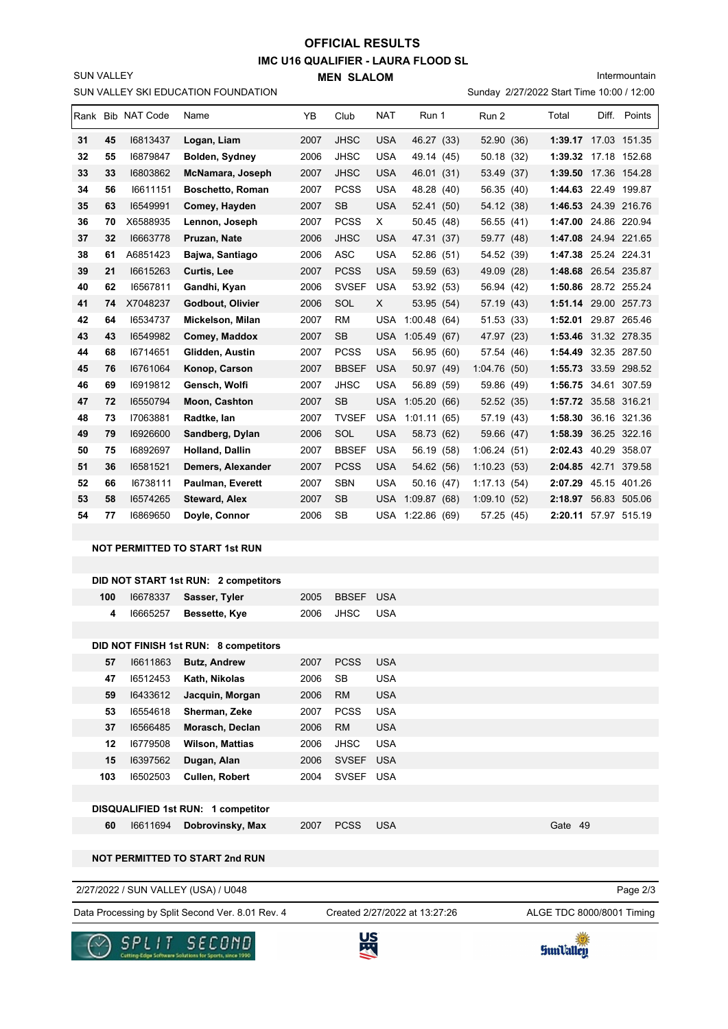# OFFICIAL RESULTS

## IMC U16 QUALIFIER - LAURA FLOOD SL

### MEN SLALOM

SUN VALLEY

SUN VALLEY SKI EDUCATION FOUNDATION

Intermountain

Sunday 2/27/2022 Start Time 10:00 / 12:00

| Rank | Bib | NAT Code | Name | YB | Club | NAT | Run 1 | Run 2 | Total | Diff. | Points |
|---|---|---|---|---|---|---|---|---|---|---|---|
| 31 | 45 | I6813437 | Logan, Liam | 2007 | JHSC | USA | 46.27 (33) | 52.90 (36) | 1:39.17 | 17.03 | 151.35 |
| 32 | 55 | I6879847 | Bolden, Sydney | 2006 | JHSC | USA | 49.14 (45) | 50.18 (32) | 1:39.32 | 17.18 | 152.68 |
| 33 | 33 | I6803862 | McNamara, Joseph | 2007 | JHSC | USA | 46.01 (31) | 53.49 (37) | 1:39.50 | 17.36 | 154.28 |
| 34 | 56 | I6611151 | Boschetto, Roman | 2007 | PCSS | USA | 48.28 (40) | 56.35 (40) | 1:44.63 | 22.49 | 199.87 |
| 35 | 63 | I6549991 | Comey, Hayden | 2007 | SB | USA | 52.41 (50) | 54.12 (38) | 1:46.53 | 24.39 | 216.76 |
| 36 | 70 | X6588935 | Lennon, Joseph | 2007 | PCSS | X | 50.45 (48) | 56.55 (41) | 1:47.00 | 24.86 | 220.94 |
| 37 | 32 | I6663778 | Pruzan, Nate | 2006 | JHSC | USA | 47.31 (37) | 59.77 (48) | 1:47.08 | 24.94 | 221.65 |
| 38 | 61 | A6851423 | Bajwa, Santiago | 2006 | ASC | USA | 52.86 (51) | 54.52 (39) | 1:47.38 | 25.24 | 224.31 |
| 39 | 21 | I6615263 | Curtis, Lee | 2007 | PCSS | USA | 59.59 (63) | 49.09 (28) | 1:48.68 | 26.54 | 235.87 |
| 40 | 62 | I6567811 | Gandhi, Kyan | 2006 | SVSEF | USA | 53.92 (53) | 56.94 (42) | 1:50.86 | 28.72 | 255.24 |
| 41 | 74 | X7048237 | Godbout, Olivier | 2006 | SOL | X | 53.95 (54) | 57.19 (43) | 1:51.14 | 29.00 | 257.73 |
| 42 | 64 | I6534737 | Mickelson, Milan | 2007 | RM | USA | 1:00.48 (64) | 51.53 (33) | 1:52.01 | 29.87 | 265.46 |
| 43 | 43 | I6549982 | Comey, Maddox | 2007 | SB | USA | 1:05.49 (67) | 47.97 (23) | 1:53.46 | 31.32 | 278.35 |
| 44 | 68 | I6714651 | Glidden, Austin | 2007 | PCSS | USA | 56.95 (60) | 57.54 (46) | 1:54.49 | 32.35 | 287.50 |
| 45 | 76 | I6761064 | Konop, Carson | 2007 | BBSEF | USA | 50.97 (49) | 1:04.76 (50) | 1:55.73 | 33.59 | 298.52 |
| 46 | 69 | I6919812 | Gensch, Wolfi | 2007 | JHSC | USA | 56.89 (59) | 59.86 (49) | 1:56.75 | 34.61 | 307.59 |
| 47 | 72 | I6550794 | Moon, Cashton | 2007 | SB | USA | 1:05.20 (66) | 52.52 (35) | 1:57.72 | 35.58 | 316.21 |
| 48 | 73 | I7063881 | Radtke, Ian | 2007 | TVSEF | USA | 1:01.11 (65) | 57.19 (43) | 1:58.30 | 36.16 | 321.36 |
| 49 | 79 | I6926600 | Sandberg, Dylan | 2006 | SOL | USA | 58.73 (62) | 59.66 (47) | 1:58.39 | 36.25 | 322.16 |
| 50 | 75 | I6892697 | Holland, Dallin | 2007 | BBSEF | USA | 56.19 (58) | 1:06.24 (51) | 2:02.43 | 40.29 | 358.07 |
| 51 | 36 | I6581521 | Demers, Alexander | 2007 | PCSS | USA | 54.62 (56) | 1:10.23 (53) | 2:04.85 | 42.71 | 379.58 |
| 52 | 66 | I6738111 | Paulman, Everett | 2007 | SBN | USA | 50.16 (47) | 1:17.13 (54) | 2:07.29 | 45.15 | 401.26 |
| 53 | 58 | I6574265 | Steward, Alex | 2007 | SB | USA | 1:09.87 (68) | 1:09.10 (52) | 2:18.97 | 56.83 | 505.06 |
| 54 | 77 | I6869650 | Doyle, Connor | 2006 | SB | USA | 1:22.86 (69) | 57.25 (45) | 2:20.11 | 57.97 | 515.19 |

**NOT PERMITTED TO START 1st RUN**

**DID NOT START 1st RUN: 2 competitors**

| Bib | NAT Code | Name | YB | Club | NAT |
|---|---|---|---|---|---|
| 100 | I6678337 | Sasser, Tyler | 2005 | BBSEF | USA |
| 4 | I6665257 | Bessette, Kye | 2006 | JHSC | USA |

**DID NOT FINISH 1st RUN: 8 competitors**

| Bib | NAT Code | Name | YB | Club | NAT |
|---|---|---|---|---|---|
| 57 | I6611863 | Butz, Andrew | 2007 | PCSS | USA |
| 47 | I6512453 | Kath, Nikolas | 2006 | SB | USA |
| 59 | I6433612 | Jacquin, Morgan | 2006 | RM | USA |
| 53 | I6554618 | Sherman, Zeke | 2007 | PCSS | USA |
| 37 | I6566485 | Morasch, Declan | 2006 | RM | USA |
| 12 | I6779508 | Wilson, Mattias | 2006 | JHSC | USA |
| 15 | I6397562 | Dugan, Alan | 2006 | SVSEF | USA |
| 103 | I6502503 | Cullen, Robert | 2004 | SVSEF | USA |

**DISQUALIFIED 1st RUN: 1 competitor**

| Bib | NAT Code | Name | YB | Club | NAT | Reason |
|---|---|---|---|---|---|---|
| 60 | I6611694 | Dobrovinsky, Max | 2007 | PCSS | USA | Gate 49 |

**NOT PERMITTED TO START 2nd RUN**

2/27/2022 / SUN VALLEY (USA) / U048

Data Processing by Split Second Ver. 8.01 Rev. 4 — Created 2/27/2022 at 13:27:26 — ALGE TDC 8000/8001 Timing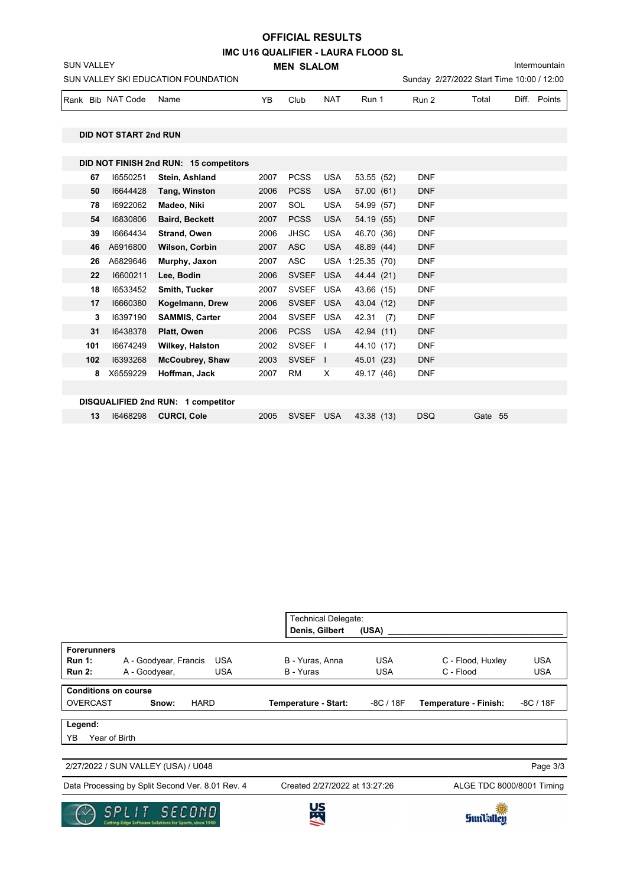# OFFICIAL RESULTS

## IMC U16 QUALIFIER - LAURA FLOOD SL

### MEN SLALOM

SUN VALLEY — Intermountain

SUN VALLEY SKI EDUCATION FOUNDATION — Sunday 2/27/2022 Start Time 10:00 / 12:00

| Rank | Bib | NAT Code | Name | YB | Club | NAT | Run 1 | Run 2 | Total | Diff. | Points |
|---|---|---|---|---|---|---|---|---|---|---|---|
| **DID NOT START 2nd RUN** | | | | | | | | | | | |
| **DID NOT FINISH 2nd RUN: 15 competitors** | | | | | | | | | | | |
| | 67 | I6550251 | **Stein, Ashland** | 2007 | PCSS | USA | 53.55 (52) | DNF | | | |
| | 50 | I6644428 | **Tang, Winston** | 2006 | PCSS | USA | 57.00 (61) | DNF | | | |
| | 78 | I6922062 | **Madeo, Niki** | 2007 | SOL | USA | 54.99 (57) | DNF | | | |
| | 54 | I6830806 | **Baird, Beckett** | 2007 | PCSS | USA | 54.19 (55) | DNF | | | |
| | 39 | I6664434 | **Strand, Owen** | 2006 | JHSC | USA | 46.70 (36) | DNF | | | |
| | 46 | A6916800 | **Wilson, Corbin** | 2007 | ASC | USA | 48.89 (44) | DNF | | | |
| | 26 | A6829646 | **Murphy, Jaxon** | 2007 | ASC | USA | 1:25.35 (70) | DNF | | | |
| | 22 | I6600211 | **Lee, Bodin** | 2006 | SVSEF | USA | 44.44 (21) | DNF | | | |
| | 18 | I6533452 | **Smith, Tucker** | 2007 | SVSEF | USA | 43.66 (15) | DNF | | | |
| | 17 | I6660380 | **Kogelmann, Drew** | 2006 | SVSEF | USA | 43.04 (12) | DNF | | | |
| | 3 | I6397190 | **SAMMIS, Carter** | 2004 | SVSEF | USA | 42.31 (7) | DNF | | | |
| | 31 | I6438378 | **Platt, Owen** | 2006 | PCSS | USA | 42.94 (11) | DNF | | | |
| | 101 | I6674249 | **Wilkey, Halston** | 2002 | SVSEF | I | 44.10 (17) | DNF | | | |
| | 102 | I6393268 | **McCoubrey, Shaw** | 2003 | SVSEF | I | 45.01 (23) | DNF | | | |
| | 8 | X6559229 | **Hoffman, Jack** | 2007 | RM | X | 49.17 (46) | DNF | | | |
| **DISQUALIFIED 2nd RUN: 1 competitor** | | | | | | | | | | | |
| | 13 | I6468298 | **CURCI, Cole** | 2005 | SVSEF | USA | 43.38 (13) | DSQ | Gate 55 | | |

Technical Delegate: **Denis, Gilbert** (USA)

| **Forerunners** | | | | | | |
|---|---|---|---|---|---|---|
| **Run 1:** | A - Goodyear, Francis | USA | B - Yuras, Anna | USA | C - Flood, Huxley | USA |
| **Run 2:** | A - Goodyear, | USA | B - Yuras | USA | C - Flood | USA |

**Conditions on course**

| | | | | |
|---|---|---|---|---|
| OVERCAST | **Snow:** HARD | **Temperature - Start:** -8C / 18F | **Temperature - Finish:** -8C / 18F | |

**Legend:**

YB Year of Birth

2/27/2022 / SUN VALLEY (USA) / U048

Data Processing by Split Second Ver. 8.01 Rev. 4 — Created 2/27/2022 at 13:27:26 — ALGE TDC 8000/8001 Timing